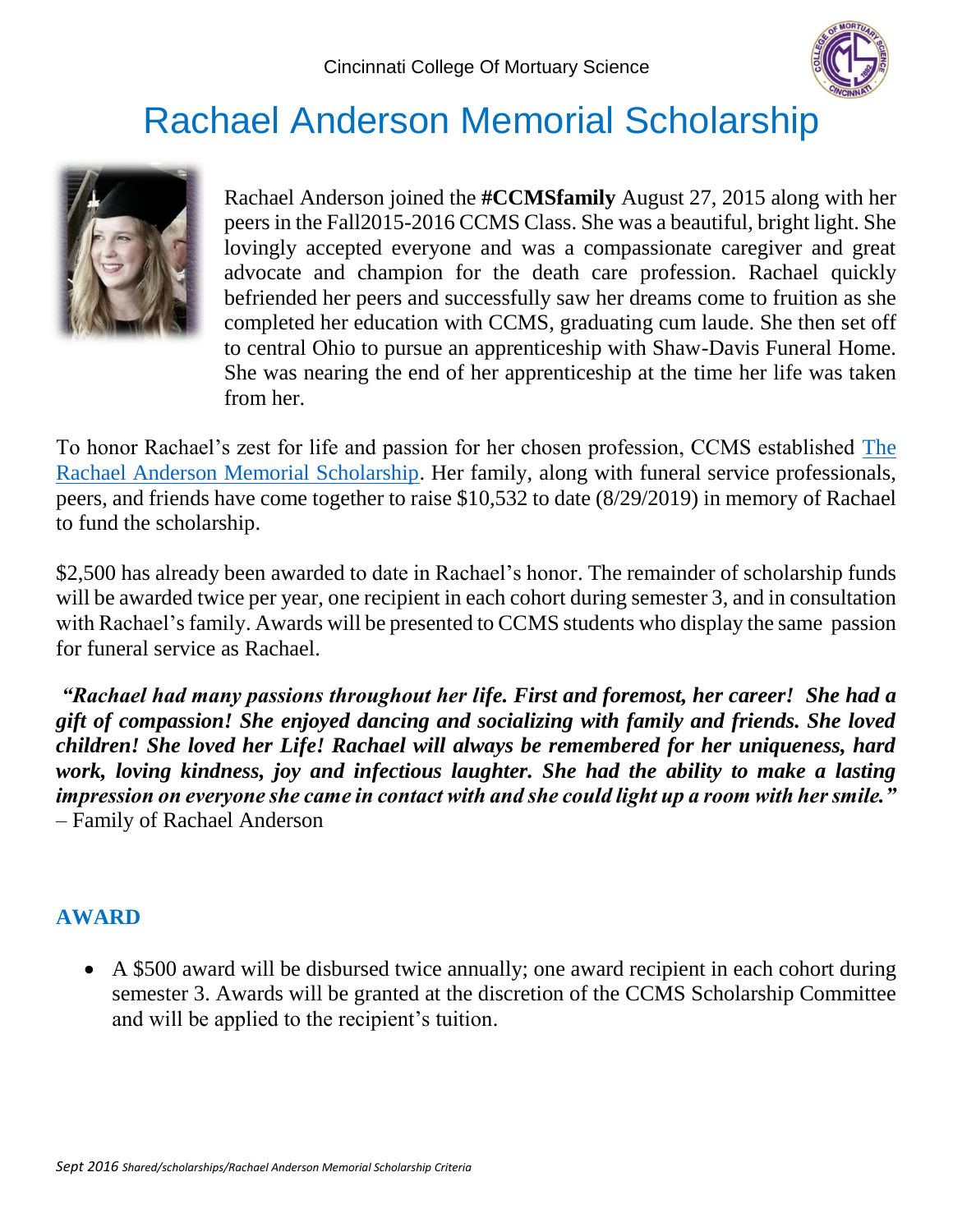Cincinnati College Of Mortuary Science

# Rachael Anderson Memorial Scholarship

Rachael Anderson joined the **#CCMSfamily** August 27, 2015 along with her peers in the Fall2015-2016 CCMS Class. She was a beautiful, bright light. She lovingly accepted everyone and was a compassionate caregiver and great advocate and champion for the death care profession. Rachael quickly befriended her peers and successfully saw her dreams come to fruition as she completed her education with CCMS, graduating cum laude. She then set off to central Ohio to pursue an apprenticeship with Shaw-Davis Funeral Home. She was nearing the end of her apprenticeship at the time her life was taken from her.

To honor Rachael's zest for life and passion for her chosen profession, CCMS established The Rachael Anderson Memorial Scholarship. Her family, along with funeral service professionals, peers, and friends have come together to raise $10,532 to date (8/29/2019) in memory of Rachael to fund the scholarship.

$2,500 has already been awarded to date in Rachael's honor. The remainder of scholarship funds will be awarded twice per year, one recipient in each cohort during semester 3, and in consultation with Rachael's family. Awards will be presented to CCMS students who display the same passion for funeral service as Rachael.

***"Rachael had many passions throughout her life. First and foremost, her career! She had a gift of compassion! She enjoyed dancing and socializing with family and friends. She loved children! She loved her Life! Rachael will always be remembered for her uniqueness, hard work, loving kindness, joy and infectious laughter. She had the ability to make a lasting impression on everyone she came in contact with and she could light up a room with her smile."*** – Family of Rachael Anderson

## AWARD

- A $500 award will be disbursed twice annually; one award recipient in each cohort during semester 3. Awards will be granted at the discretion of the CCMS Scholarship Committee and will be applied to the recipient's tuition.

*Sept 2016 Shared/scholarships/Rachael Anderson Memorial Scholarship Criteria*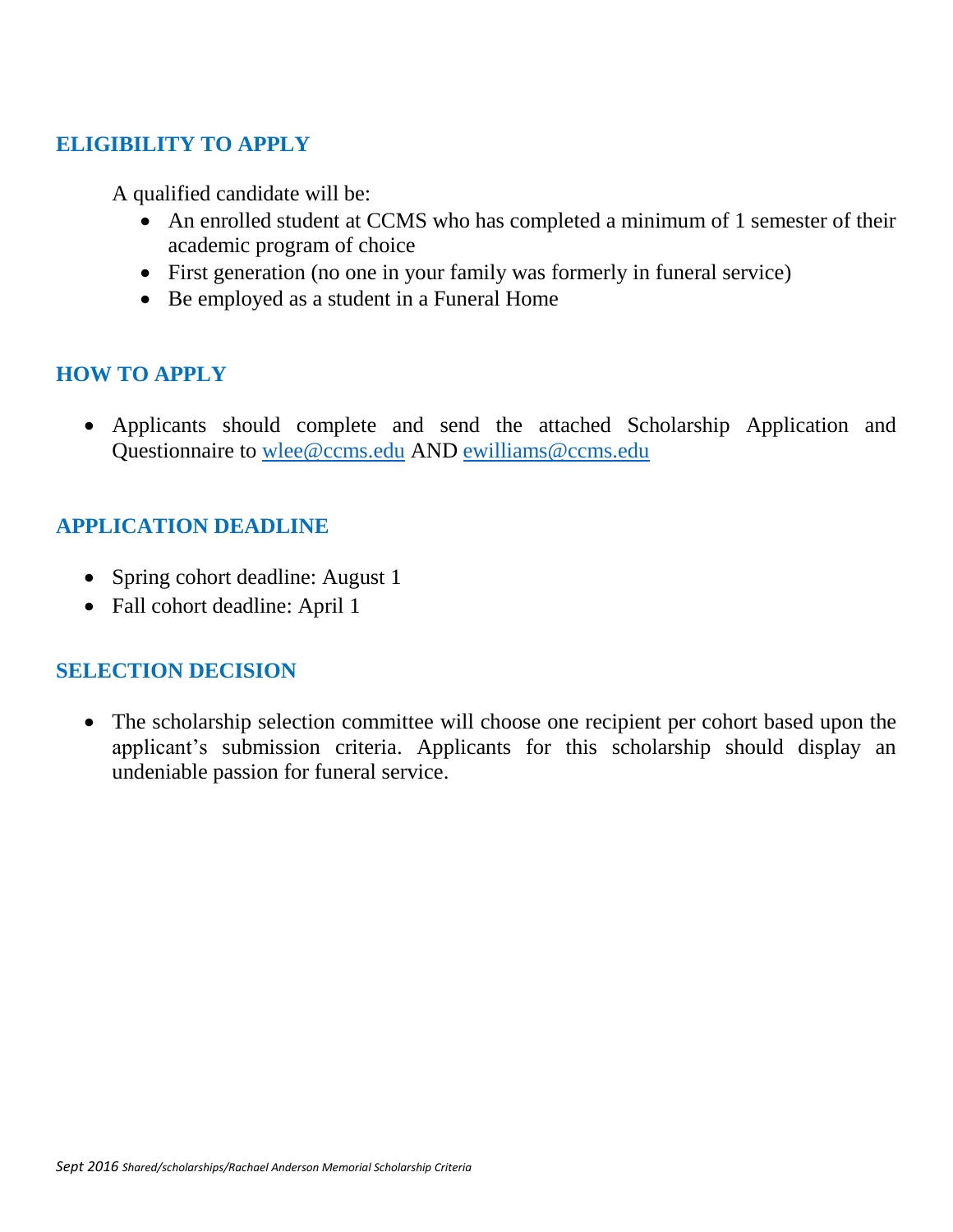## ELIGIBILITY TO APPLY

A qualified candidate will be:

- An enrolled student at CCMS who has completed a minimum of 1 semester of their academic program of choice
- First generation (no one in your family was formerly in funeral service)
- Be employed as a student in a Funeral Home

## HOW TO APPLY

- Applicants should complete and send the attached Scholarship Application and Questionnaire to wlee@ccms.edu AND ewilliams@ccms.edu

## APPLICATION DEADLINE

- Spring cohort deadline: August 1
- Fall cohort deadline: April 1

## SELECTION DECISION

- The scholarship selection committee will choose one recipient per cohort based upon the applicant's submission criteria. Applicants for this scholarship should display an undeniable passion for funeral service.

*Sept 2016 Shared/scholarships/Rachael Anderson Memorial Scholarship Criteria*